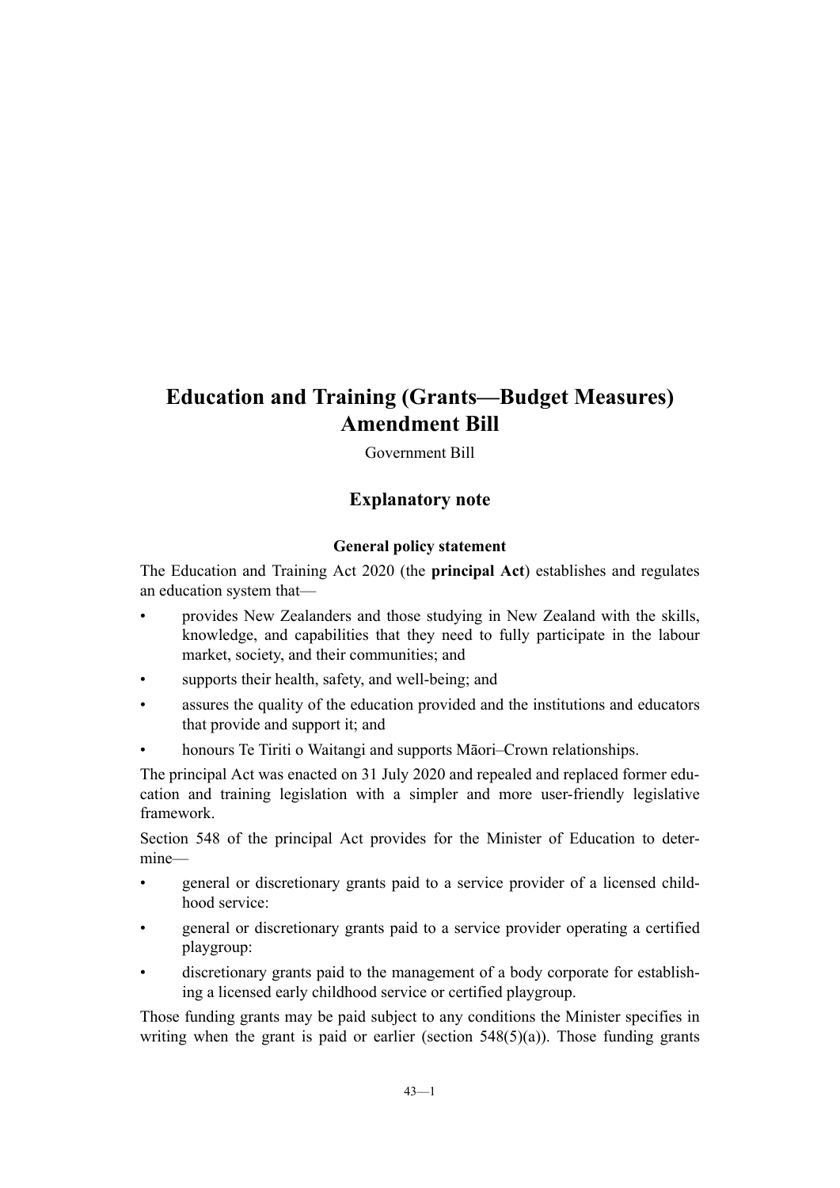# Education and Training (Grants—Budget Measures) Amendment Bill

Government Bill

## Explanatory note

### General policy statement

The Education and Training Act 2020 (the **principal Act**) establishes and regulates an education system that—

- provides New Zealanders and those studying in New Zealand with the skills, knowledge, and capabilities that they need to fully participate in the labour market, society, and their communities; and
- supports their health, safety, and well-being; and
- assures the quality of the education provided and the institutions and educators that provide and support it; and
- honours Te Tiriti o Waitangi and supports Māori–Crown relationships.

The principal Act was enacted on 31 July 2020 and repealed and replaced former education and training legislation with a simpler and more user-friendly legislative framework.

Section 548 of the principal Act provides for the Minister of Education to determine—

- general or discretionary grants paid to a service provider of a licensed childhood service:
- general or discretionary grants paid to a service provider operating a certified playgroup:
- discretionary grants paid to the management of a body corporate for establishing a licensed early childhood service or certified playgroup.

Those funding grants may be paid subject to any conditions the Minister specifies in writing when the grant is paid or earlier (section 548(5)(a)). Those funding grants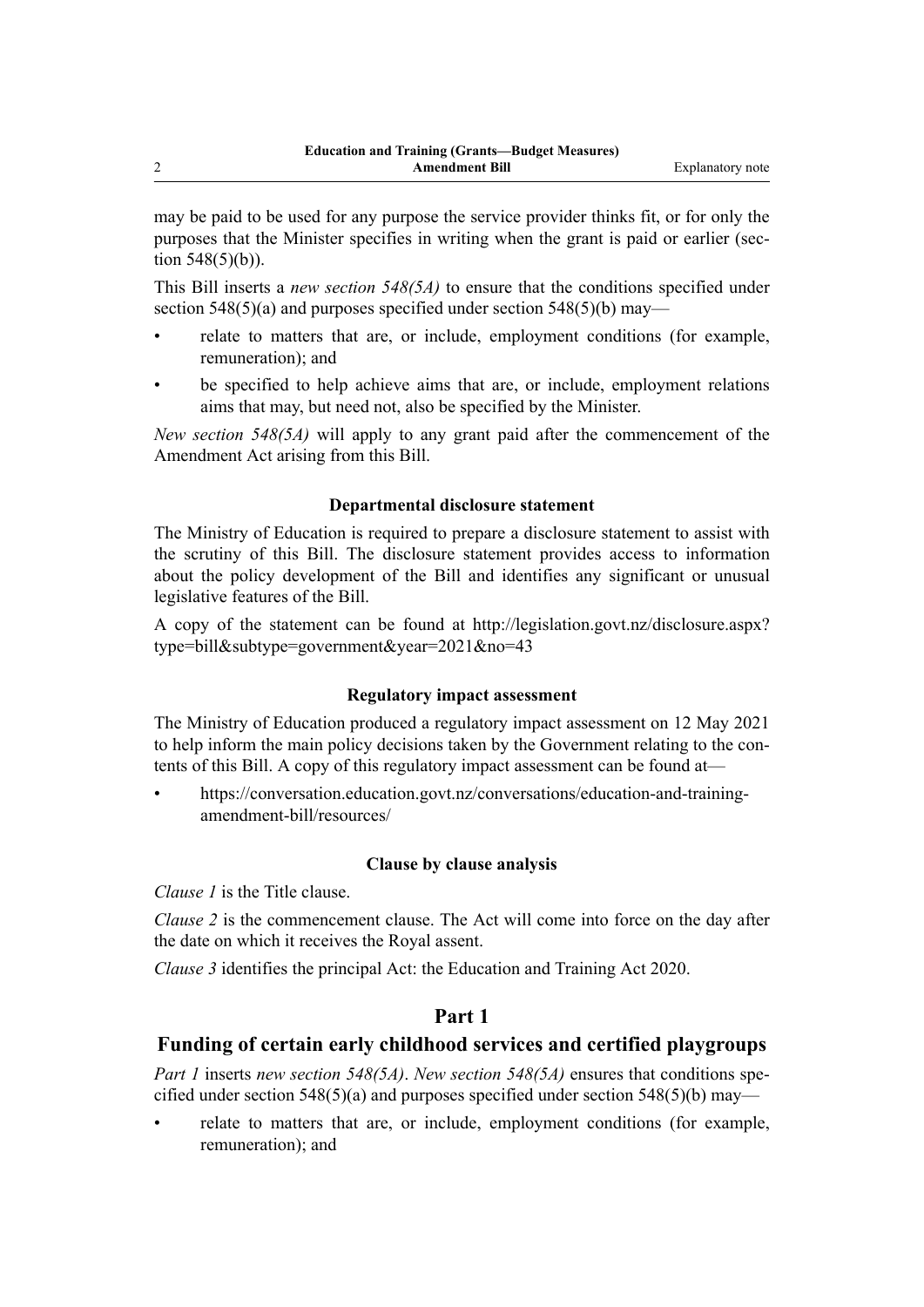may be paid to be used for any purpose the service provider thinks fit, or for only the purposes that the Minister specifies in writing when the grant is paid or earlier (section 548(5)(b)).

This Bill inserts a *new section 548(5A)* to ensure that the conditions specified under section 548(5)(a) and purposes specified under section 548(5)(b) may—

- relate to matters that are, or include, employment conditions (for example, remuneration); and
- be specified to help achieve aims that are, or include, employment relations aims that may, but need not, also be specified by the Minister.

*New section 548(5A)* will apply to any grant paid after the commencement of the Amendment Act arising from this Bill.

#### Departmental disclosure statement

The Ministry of Education is required to prepare a disclosure statement to assist with the scrutiny of this Bill. The disclosure statement provides access to information about the policy development of the Bill and identifies any significant or unusual legislative features of the Bill.

A copy of the statement can be found at http://legislation.govt.nz/disclosure.aspx?type=bill&subtype=government&year=2021&no=43

#### Regulatory impact assessment

The Ministry of Education produced a regulatory impact assessment on 12 May 2021 to help inform the main policy decisions taken by the Government relating to the contents of this Bill. A copy of this regulatory impact assessment can be found at—

- https://conversation.education.govt.nz/conversations/education-and-training-amendment-bill/resources/

#### Clause by clause analysis

*Clause 1* is the Title clause.

*Clause 2* is the commencement clause. The Act will come into force on the day after the date on which it receives the Royal assent.

*Clause 3* identifies the principal Act: the Education and Training Act 2020.

## Part 1

## Funding of certain early childhood services and certified playgroups

*Part 1* inserts *new section 548(5A)*. *New section 548(5A)* ensures that conditions specified under section 548(5)(a) and purposes specified under section 548(5)(b) may—

- relate to matters that are, or include, employment conditions (for example, remuneration); and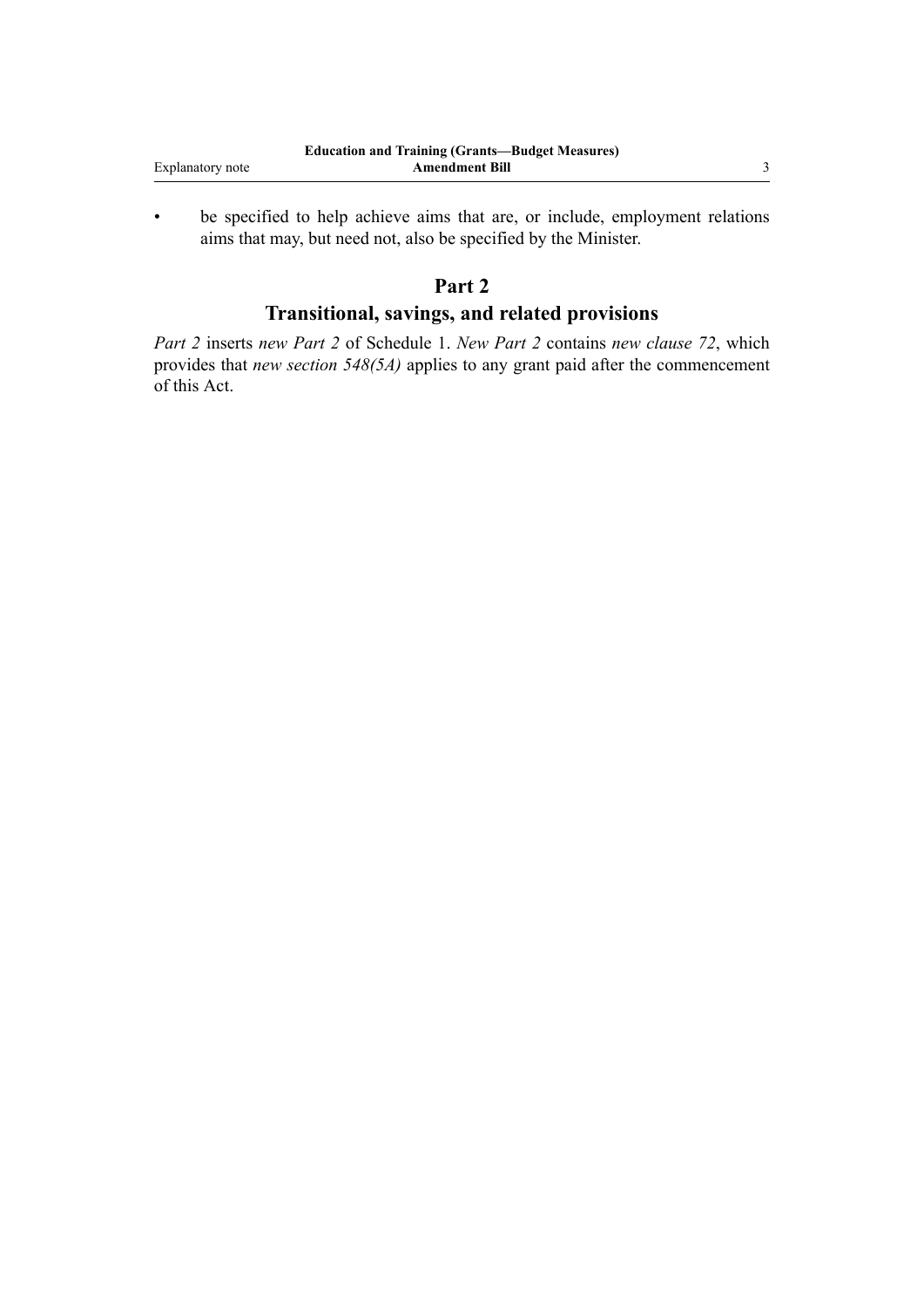- be specified to help achieve aims that are, or include, employment relations aims that may, but need not, also be specified by the Minister.

## Part 2
## Transitional, savings, and related provisions

*Part 2* inserts *new Part 2* of Schedule 1. *New Part 2* contains *new clause 72*, which provides that *new section 548(5A)* applies to any grant paid after the commencement of this Act.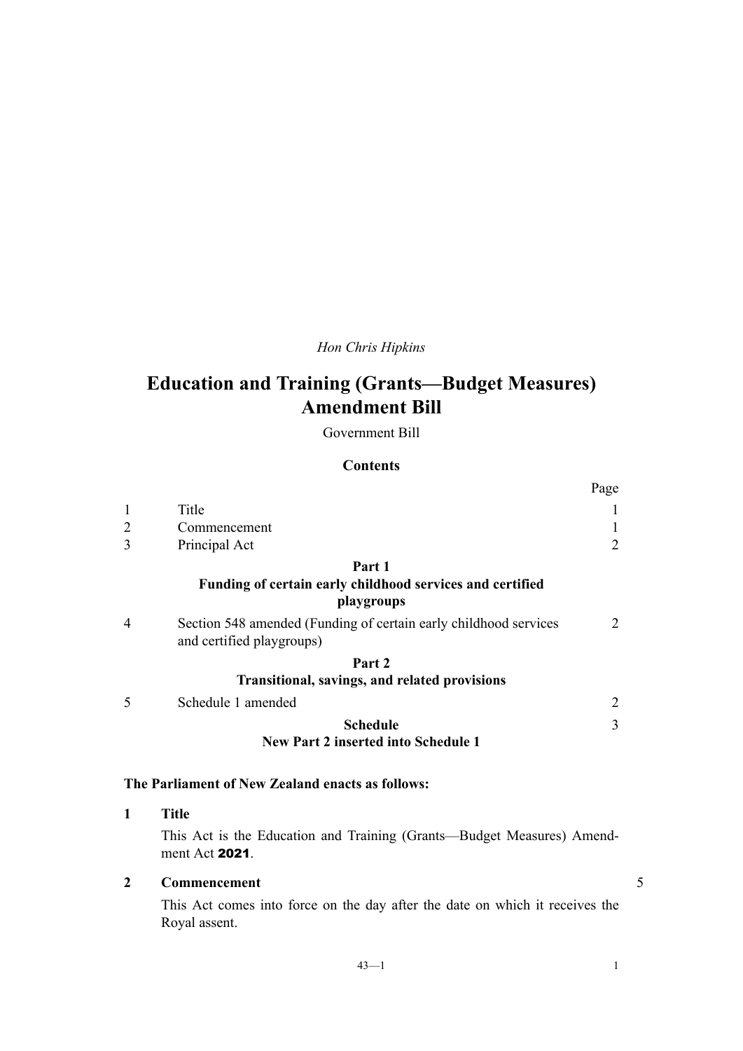*Hon Chris Hipkins*

# Education and Training (Grants—Budget Measures) Amendment Bill

Government Bill

## Contents

| | | Page |
|---|---|---|
| 1 | Title | 1 |
| 2 | Commencement | 1 |
| 3 | Principal Act | 2 |
| | **Part 1** **Funding of certain early childhood services and certified playgroups** | |
| 4 | Section 548 amended (Funding of certain early childhood services and certified playgroups) | 2 |
| | **Part 2** **Transitional, savings, and related provisions** | |
| 5 | Schedule 1 amended | 2 |
| | **Schedule** **New Part 2 inserted into Schedule 1** | 3 |

**The Parliament of New Zealand enacts as follows:**

**1 Title**

This Act is the Education and Training (Grants—Budget Measures) Amendment Act **2021**.

**2 Commencement**

This Act comes into force on the day after the date on which it receives the Royal assent.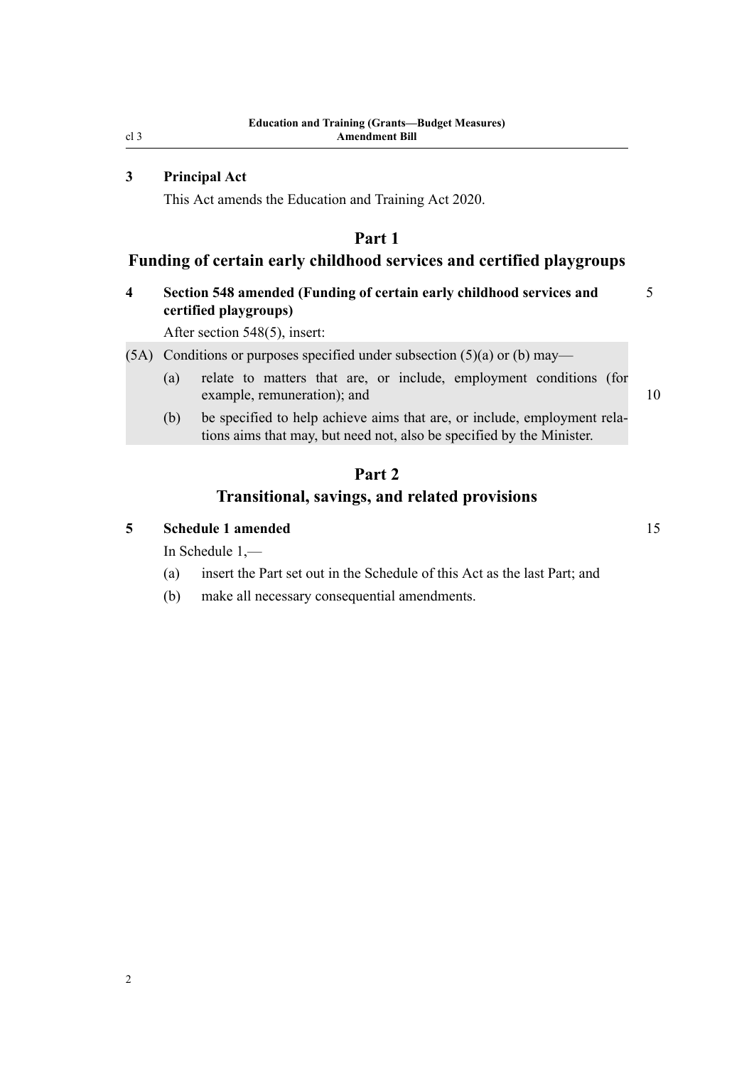**3 Principal Act**

This Act amends the Education and Training Act 2020.

## Part 1
## Funding of certain early childhood services and certified playgroups

**4 Section 548 amended (Funding of certain early childhood services and certified playgroups)**

After section 548(5), insert:

(5A) Conditions or purposes specified under subsection (5)(a) or (b) may—

(a) relate to matters that are, or include, employment conditions (for example, remuneration); and

(b) be specified to help achieve aims that are, or include, employment relations aims that may, but need not, also be specified by the Minister.

## Part 2
## Transitional, savings, and related provisions

**5 Schedule 1 amended**

In Schedule 1,—

(a) insert the Part set out in the Schedule of this Act as the last Part; and

(b) make all necessary consequential amendments.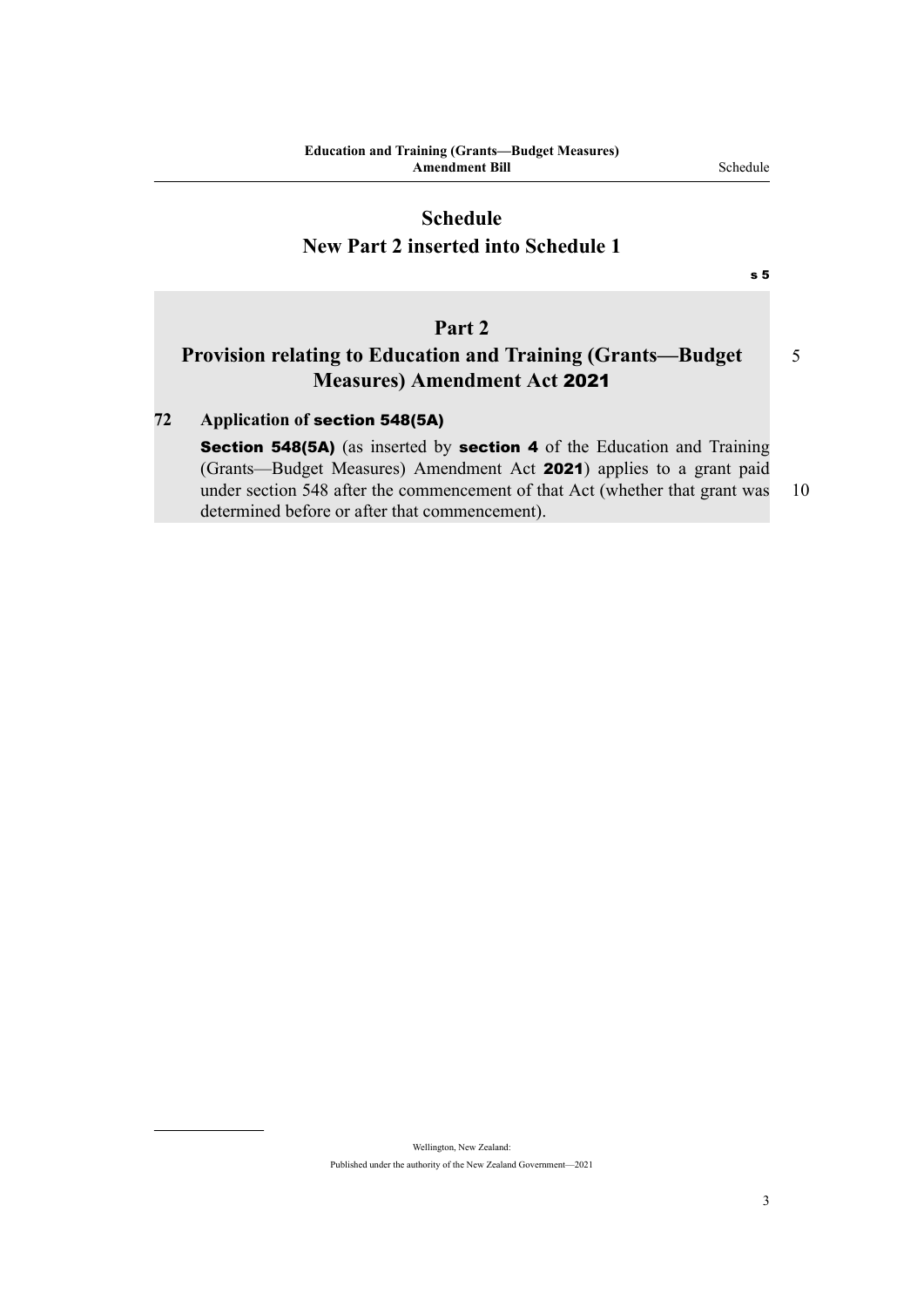# Schedule
## New Part 2 inserted into Schedule 1

s 5

## Part 2
## Provision relating to Education and Training (Grants—Budget Measures) Amendment Act 2021

**72 Application of section 548(5A)**

**Section 548(5A)** (as inserted by **section 4** of the Education and Training (Grants—Budget Measures) Amendment Act **2021**) applies to a grant paid under section 548 after the commencement of that Act (whether that grant was determined before or after that commencement).

Wellington, New Zealand:

Published under the authority of the New Zealand Government—2021